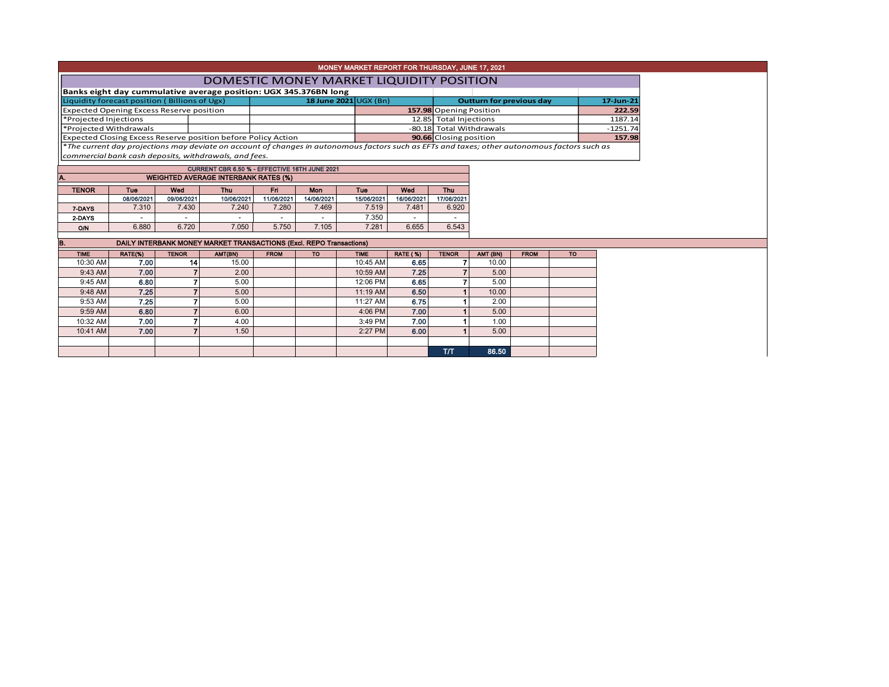# MONEY MARKET REPORT FOR THURSDAY, JUNE 17, 2021

## DOMESTIC MONEY MARKET LIQUIDITY POSITION

**Banks eight day cummulative average position: UGX 345.376BN long**

| Liquidity forecast position ( Billions of Ugx) | 18 June 2021 UGX (Bn) | Outturn for previous day | 17-Jun-21 |
|---|---|---|---|
| Expected Opening Excess Reserve position | 157.98 | Opening Position | 222.59 |
| *Projected Injections | 12.85 | Total Injections | 1187.14 |
| *Projected Withdrawals | -80.18 | Total Withdrawals | -1251.74 |
| Expected Closing Excess Reserve position before Policy Action | 90.66 | Closing position | 157.98 |

*\*The current day projections may deviate on account of changes in autonomous factors such as EFTs and taxes; other autonomous factors such as commercial bank cash deposits, withdrawals, and fees.*

**CURRENT CBR 6.50 % - EFFECTIVE 16TH JUNE 2021**

### A. WEIGHTED AVERAGE INTERBANK RATES (%)

| TENOR | Tue 08/06/2021 | Wed 09/06/2021 | Thu 10/06/2021 | Fri 11/06/2021 | Mon 14/06/2021 | Tue 15/06/2021 | Wed 16/06/2021 | Thu 17/06/2021 |
|---|---|---|---|---|---|---|---|---|
| 7-DAYS | 7.310 | 7.430 | 7.240 | 7.280 | 7.469 | 7.519 | 7.481 | 6.920 |
| 2-DAYS | - | - | - | - | - | 7.350 | - | - |
| O/N | 6.880 | 6.720 | 7.050 | 5.750 | 7.105 | 7.281 | 6.655 | 6.543 |

### B. DAILY INTERBANK MONEY MARKET TRANSACTIONS (Excl. REPO Transactions)

| TIME | RATE(%) | TENOR | AMT(BN) | FROM | TO | TIME | RATE ( %) | TENOR | AMT (BN) | FROM | TO |
|---|---|---|---|---|---|---|---|---|---|---|---|
| 10:30 AM | 7.00 | 14 | 15.00 | | | 10:45 AM | 6.65 | 7 | 10.00 | | |
| 9:43 AM | 7.00 | 7 | 2.00 | | | 10:59 AM | 7.25 | 7 | 5.00 | | |
| 9:45 AM | 6.80 | 7 | 5.00 | | | 12:06 PM | 6.65 | 7 | 5.00 | | |
| 9:48 AM | 7.25 | 7 | 5.00 | | | 11:19 AM | 6.50 | 1 | 10.00 | | |
| 9:53 AM | 7.25 | 7 | 5.00 | | | 11:27 AM | 6.75 | 1 | 2.00 | | |
| 9:59 AM | 6.80 | 7 | 6.00 | | | 4:06 PM | 7.00 | 1 | 5.00 | | |
| 10:32 AM | 7.00 | 7 | 4.00 | | | 3:49 PM | 7.00 | 1 | 1.00 | | |
| 10:41 AM | 7.00 | 7 | 1.50 | | | 2:27 PM | 6.00 | 1 | 5.00 | | |
| | | | | | | | | | | | |
| | | | | | | | | T/T | 86.50 | | |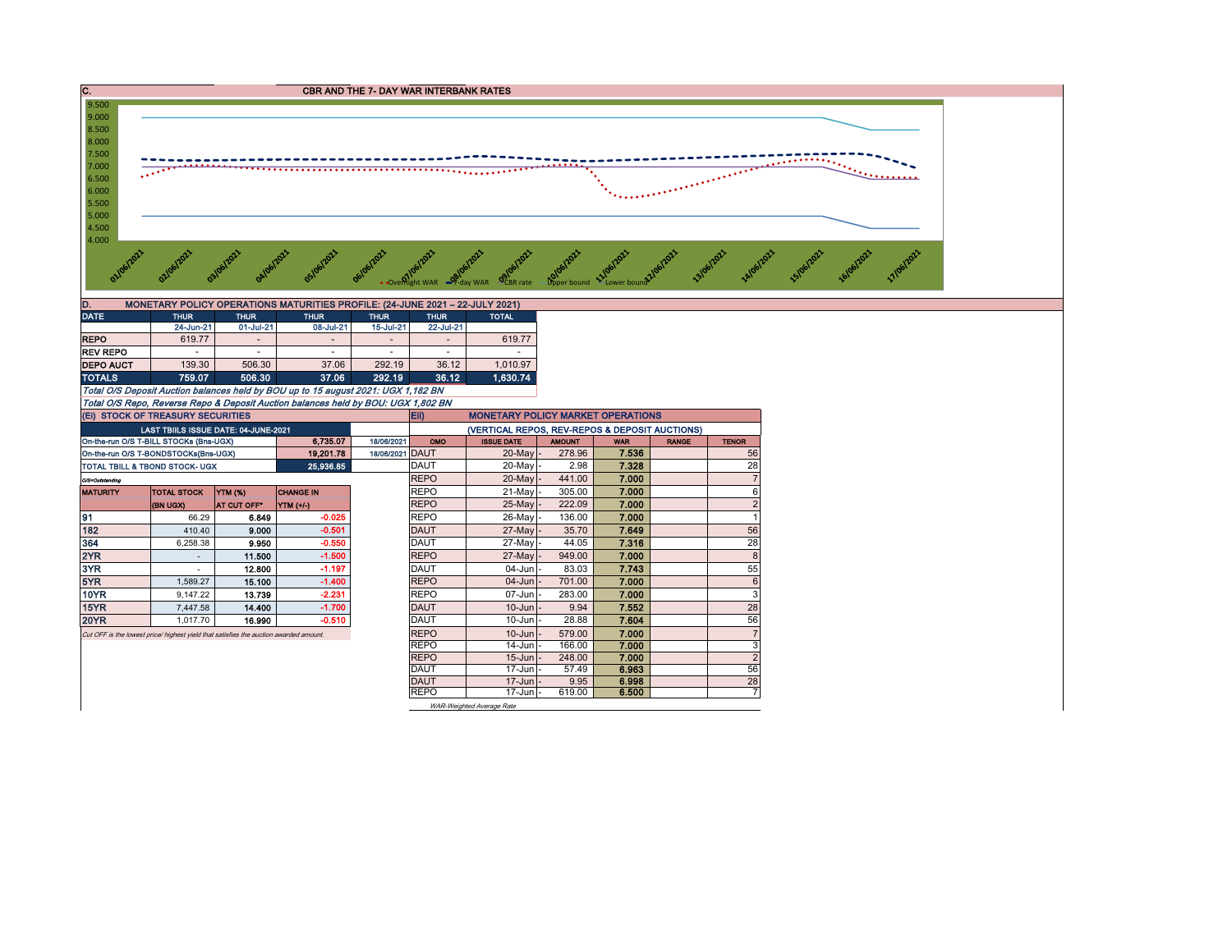## C. CBR AND THE 7- DAY WAR INTERBANK RATES

Overnight WAR · 7-day WAR · CBR rate · Upper bound · Lower bound

01/06/2021 02/06/2021 03/06/2021 04/06/2021 05/06/2021 06/06/2021 07/06/2021 08/06/2021 09/06/2021 10/06/2021 11/06/2021 12/06/2021 13/06/2021 14/06/2021 15/06/2021 16/06/2021 17/06/2021

## D. MONETARY POLICY OPERATIONS MATURITIES PROFILE: (24-JUNE 2021 – 22-JULY 2021)

| DATE | THUR | THUR | THUR | THUR | THUR | TOTAL |
|---|---|---|---|---|---|---|
| | 24-Jun-21 | 01-Jul-21 | 08-Jul-21 | 15-Jul-21 | 22-Jul-21 | |
| REPO | 619.77 | - | - | - | - | 619.77 |
| REV REPO | - | - | - | - | - | - |
| DEPO AUCT | 139.30 | 506.30 | 37.06 | 292.19 | 36.12 | 1,010.97 |
| TOTALS | 759.07 | 506.30 | 37.06 | 292.19 | 36.12 | 1,630.74 |

*Total O/S Deposit Auction balances held by BOU up to 15 august 2021: UGX 1,182 BN*

*Total O/S Repo, Reverse Repo & Deposit Auction balances held by BOU: UGX 1,802 BN*

## (Ei) STOCK OF TREASURY SECURITIES

| LAST TBIILS ISSUE DATE: 04-JUNE-2021 | | |
|---|---|---|
| On-the-run O/S T-BILL STOCKs (Bns-UGX) | 6,735.07 | 18/06/2021 |
| On-the-run O/S T-BONDSTOCKs(Bns-UGX) | 19,201.78 | 18/06/2021 |
| TOTAL TBILL & TBOND STOCK- UGX | 25,936.85 | |

O/S=Outstanding

| MATURITY | TOTAL STOCK (BN UGX) | YTM (%) AT CUT OFF* | CHANGE IN YTM (+/-) |
|---|---|---|---|
| 91 | 66.29 | 6.849 | -0.025 |
| 182 | 410.40 | 9.000 | -0.501 |
| 364 | 6,258.38 | 9.950 | -0.550 |
| 2YR | - | 11.500 | -1.500 |
| 3YR | - | 12.800 | -1.197 |
| 5YR | 1,589.27 | 15.100 | -1.400 |
| 10YR | 9,147.22 | 13.739 | -2.231 |
| 15YR | 7,447.58 | 14.400 | -1.700 |
| 20YR | 1,017.70 | 16.990 | -0.510 |

*Cut OFF is the lowest price/ highest yield that satisfies the auction awarded amount.*

## Eii) MONETARY POLICY MARKET OPERATIONS

(VERTICAL REPOS, REV-REPOS & DEPOSIT AUCTIONS)

| OMO | ISSUE DATE | AMOUNT | WAR | RANGE | TENOR |
|---|---|---|---|---|---|
| DAUT | 20-May | 278.96 | 7.536 | | 56 |
| DAUT | 20-May | 2.98 | 7.328 | | 28 |
| REPO | 20-May | 441.00 | 7.000 | | 7 |
| REPO | 21-May | 305.00 | 7.000 | | 6 |
| REPO | 25-May | 222.09 | 7.000 | | 2 |
| REPO | 26-May | 136.00 | 7.000 | | 1 |
| DAUT | 27-May | 35.70 | 7.649 | | 56 |
| DAUT | 27-May | 44.05 | 7.316 | | 28 |
| REPO | 27-May | 949.00 | 7.000 | | 8 |
| DAUT | 04-Jun | 83.03 | 7.743 | | 55 |
| REPO | 04-Jun | 701.00 | 7.000 | | 6 |
| REPO | 07-Jun | 283.00 | 7.000 | | 3 |
| DAUT | 10-Jun | 9.94 | 7.552 | | 28 |
| DAUT | 10-Jun | 28.88 | 7.604 | | 56 |
| REPO | 10-Jun | 579.00 | 7.000 | | 7 |
| REPO | 14-Jun | 166.00 | 7.000 | | 3 |
| REPO | 15-Jun | 248.00 | 7.000 | | 2 |
| DAUT | 17-Jun | 57.49 | 6.963 | | 56 |
| DAUT | 17-Jun | 9.95 | 6.998 | | 28 |
| REPO | 17-Jun | 619.00 | 6.500 | | 7 |

*WAR-Weighted Average Rate*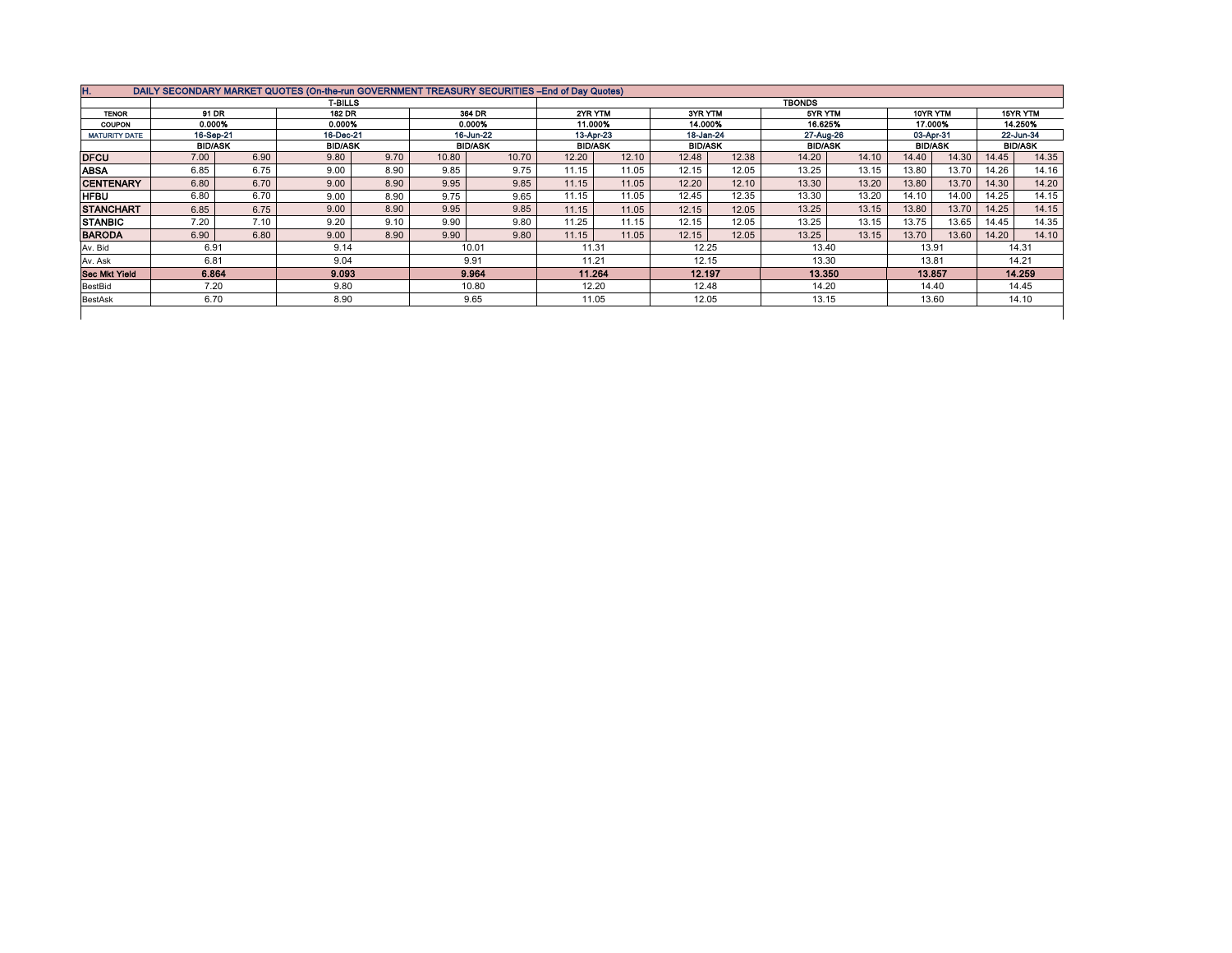## H. DAILY SECONDARY MARKET QUOTES (On-the-run GOVERNMENT TREASURY SECURITIES –End of Day Quotes)

| | T-BILLS | | | | | | TBONDS | | | | | | | | | | | |
|---|---|---|---|---|---|---|---|---|---|---|---|---|---|---|---|---|---|---|
| **TENOR** | **91 DR** | | **182 DR** | | **364 DR** | | **2YR YTM** | | **3YR YTM** | | **5YR YTM** | | **10YR YTM** | | **15YR YTM** | |
| **COUPON** | **0.000%** | | **0.000%** | | **0.000%** | | **11.000%** | | **14.000%** | | **16.625%** | | **17.000%** | | **14.250%** | |
| **MATURITY DATE** | **16-Sep-21** | | **16-Dec-21** | | **16-Jun-22** | | **13-Apr-23** | | **18-Jan-24** | | **27-Aug-26** | | **03-Apr-31** | | **22-Jun-34** | |
| | **BID/ASK** | | **BID/ASK** | | **BID/ASK** | | **BID/ASK** | | **BID/ASK** | | **BID/ASK** | | **BID/ASK** | | **BID/ASK** | |
| **DFCU** | 7.00 | 6.90 | 9.80 | 9.70 | 10.80 | 10.70 | 12.20 | 12.10 | 12.48 | 12.38 | 14.20 | 14.10 | 14.40 | 14.30 | 14.45 | 14.35 |
| **ABSA** | 6.85 | 6.75 | 9.00 | 8.90 | 9.85 | 9.75 | 11.15 | 11.05 | 12.15 | 12.05 | 13.25 | 13.15 | 13.80 | 13.70 | 14.26 | 14.16 |
| **CENTENARY** | 6.80 | 6.70 | 9.00 | 8.90 | 9.95 | 9.85 | 11.15 | 11.05 | 12.20 | 12.10 | 13.30 | 13.20 | 13.80 | 13.70 | 14.30 | 14.20 |
| **HFBU** | 6.80 | 6.70 | 9.00 | 8.90 | 9.75 | 9.65 | 11.15 | 11.05 | 12.45 | 12.35 | 13.30 | 13.20 | 14.10 | 14.00 | 14.25 | 14.15 |
| **STANCHART** | 6.85 | 6.75 | 9.00 | 8.90 | 9.95 | 9.85 | 11.15 | 11.05 | 12.15 | 12.05 | 13.25 | 13.15 | 13.80 | 13.70 | 14.25 | 14.15 |
| **STANBIC** | 7.20 | 7.10 | 9.20 | 9.10 | 9.90 | 9.80 | 11.25 | 11.15 | 12.15 | 12.05 | 13.25 | 13.15 | 13.75 | 13.65 | 14.45 | 14.35 |
| **BARODA** | 6.90 | 6.80 | 9.00 | 8.90 | 9.90 | 9.80 | 11.15 | 11.05 | 12.15 | 12.05 | 13.25 | 13.15 | 13.70 | 13.60 | 14.20 | 14.10 |
| Av. Bid | 6.91 | | 9.14 | | 10.01 | | 11.31 | | 12.25 | | 13.40 | | 13.91 | | 14.31 | |
| Av. Ask | 6.81 | | 9.04 | | 9.91 | | 11.21 | | 12.15 | | 13.30 | | 13.81 | | 14.21 | |
| **Sec Mkt Yield** | **6.864** | | **9.093** | | **9.964** | | **11.264** | | **12.197** | | **13.350** | | **13.857** | | **14.259** | |
| BestBid | 7.20 | | 9.80 | | 10.80 | | 12.20 | | 12.48 | | 14.20 | | 14.40 | | 14.45 | |
| BestAsk | 6.70 | | 8.90 | | 9.65 | | 11.05 | | 12.05 | | 13.15 | | 13.60 | | 14.10 | |